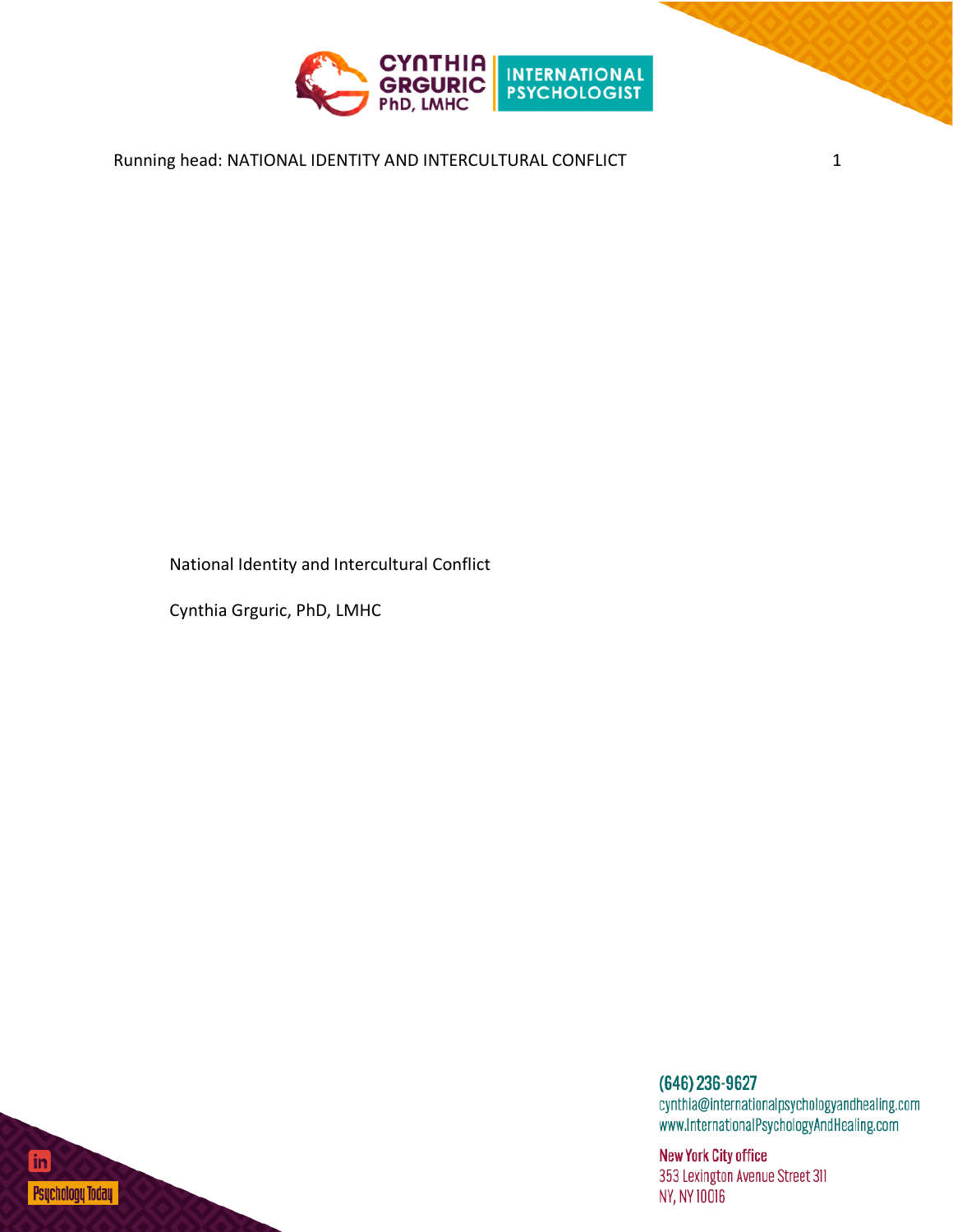National Identity and Intercultural Conflict

Cynthia Grguric, PhD, LMHC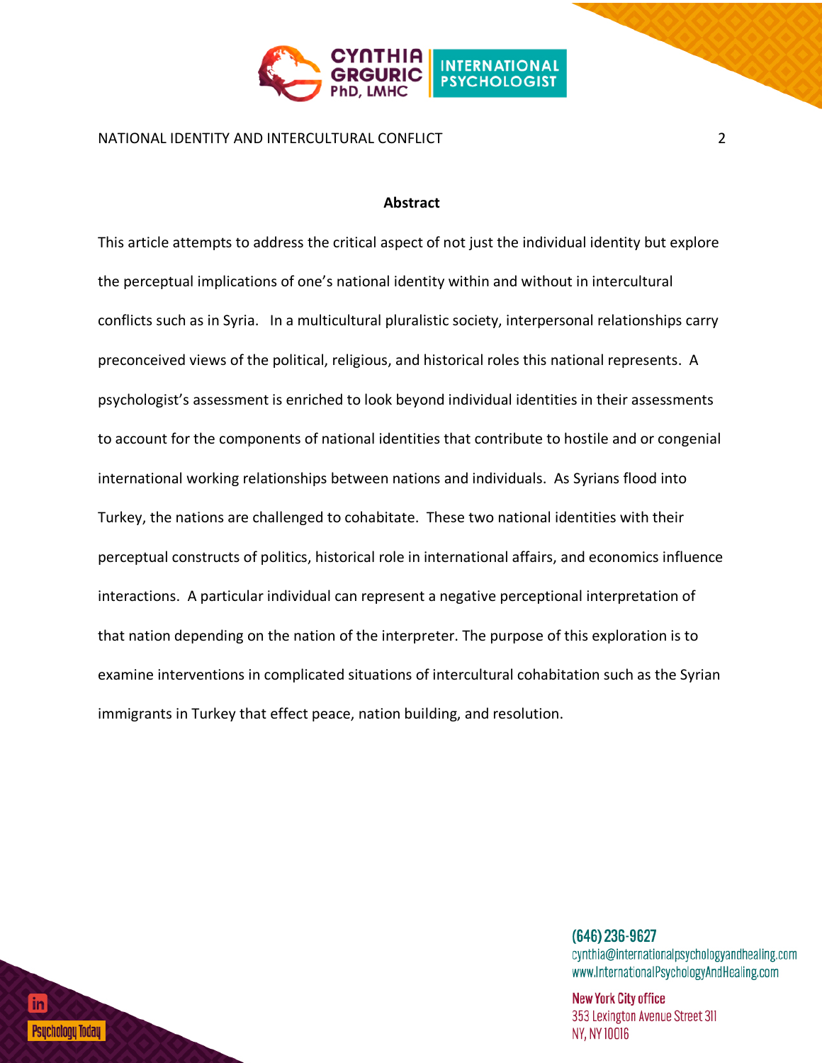**Abstract**

This article attempts to address the critical aspect of not just the individual identity but explore the perceptual implications of one's national identity within and without in intercultural conflicts such as in Syria. In a multicultural pluralistic society, interpersonal relationships carry preconceived views of the political, religious, and historical roles this national represents. A psychologist's assessment is enriched to look beyond individual identities in their assessments to account for the components of national identities that contribute to hostile and or congenial international working relationships between nations and individuals. As Syrians flood into Turkey, the nations are challenged to cohabitate. These two national identities with their perceptual constructs of politics, historical role in international affairs, and economics influence interactions. A particular individual can represent a negative perceptional interpretation of that nation depending on the nation of the interpreter. The purpose of this exploration is to examine interventions in complicated situations of intercultural cohabitation such as the Syrian immigrants in Turkey that effect peace, nation building, and resolution.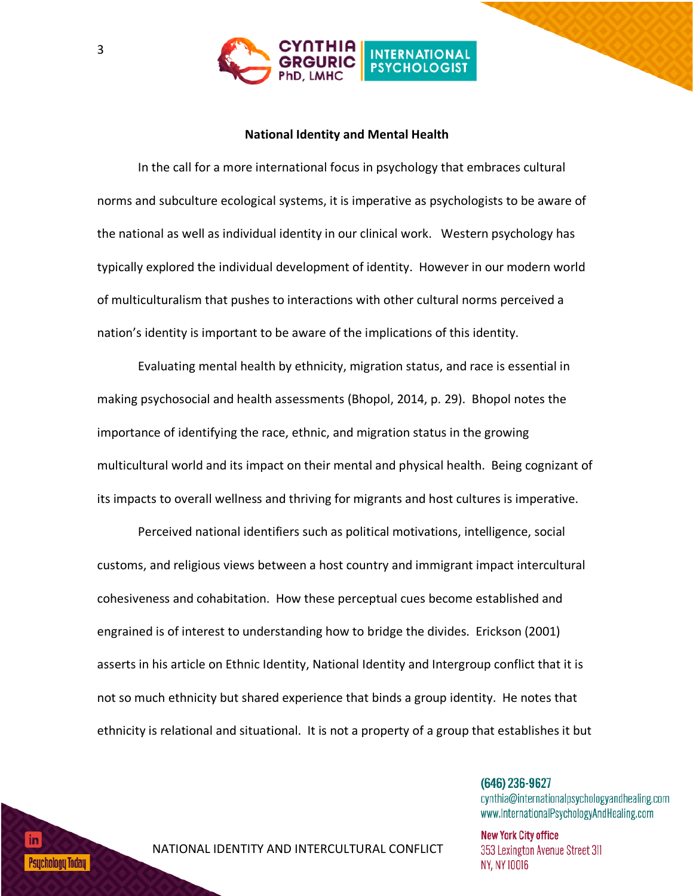**National Identity and Mental Health**

In the call for a more international focus in psychology that embraces cultural norms and subculture ecological systems, it is imperative as psychologists to be aware of the national as well as individual identity in our clinical work. Western psychology has typically explored the individual development of identity. However in our modern world of multiculturalism that pushes to interactions with other cultural norms perceived a nation's identity is important to be aware of the implications of this identity.

Evaluating mental health by ethnicity, migration status, and race is essential in making psychosocial and health assessments (Bhopol, 2014, p. 29). Bhopol notes the importance of identifying the race, ethnic, and migration status in the growing multicultural world and its impact on their mental and physical health. Being cognizant of its impacts to overall wellness and thriving for migrants and host cultures is imperative.

Perceived national identifiers such as political motivations, intelligence, social customs, and religious views between a host country and immigrant impact intercultural cohesiveness and cohabitation. How these perceptual cues become established and engrained is of interest to understanding how to bridge the divides. Erickson (2001) asserts in his article on Ethnic Identity, National Identity and Intergroup conflict that it is not so much ethnicity but shared experience that binds a group identity. He notes that ethnicity is relational and situational. It is not a property of a group that establishes it but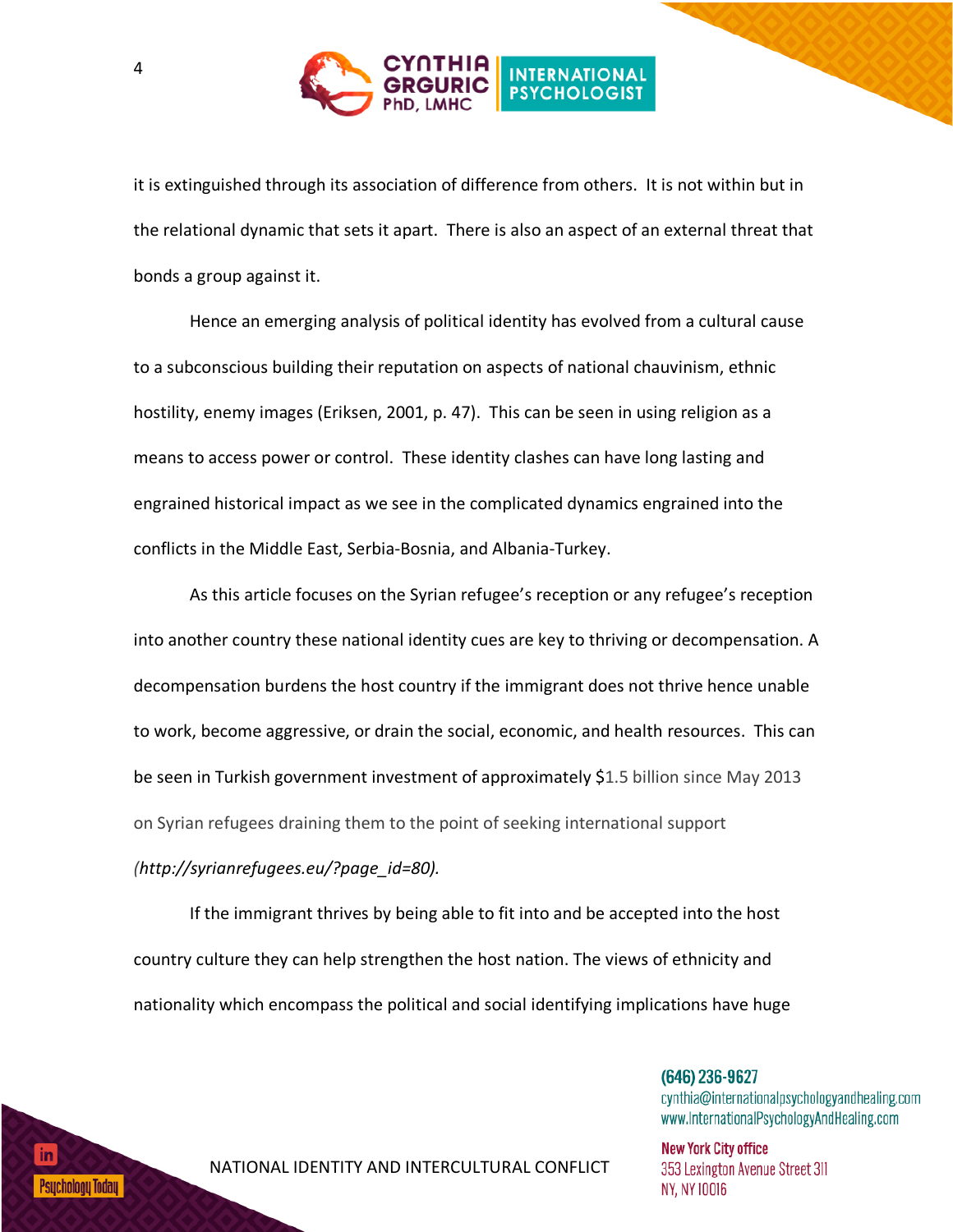it is extinguished through its association of difference from others. It is not within but in the relational dynamic that sets it apart. There is also an aspect of an external threat that bonds a group against it.

Hence an emerging analysis of political identity has evolved from a cultural cause to a subconscious building their reputation on aspects of national chauvinism, ethnic hostility, enemy images (Eriksen, 2001, p. 47). This can be seen in using religion as a means to access power or control. These identity clashes can have long lasting and engrained historical impact as we see in the complicated dynamics engrained into the conflicts in the Middle East, Serbia-Bosnia, and Albania-Turkey.

As this article focuses on the Syrian refugee's reception or any refugee's reception into another country these national identity cues are key to thriving or decompensation. A decompensation burdens the host country if the immigrant does not thrive hence unable to work, become aggressive, or drain the social, economic, and health resources. This can be seen in Turkish government investment of approximately $1.5 billion since May 2013 on Syrian refugees draining them to the point of seeking international support *(http://syrianrefugees.eu/?page_id=80).*

If the immigrant thrives by being able to fit into and be accepted into the host country culture they can help strengthen the host nation. The views of ethnicity and nationality which encompass the political and social identifying implications have huge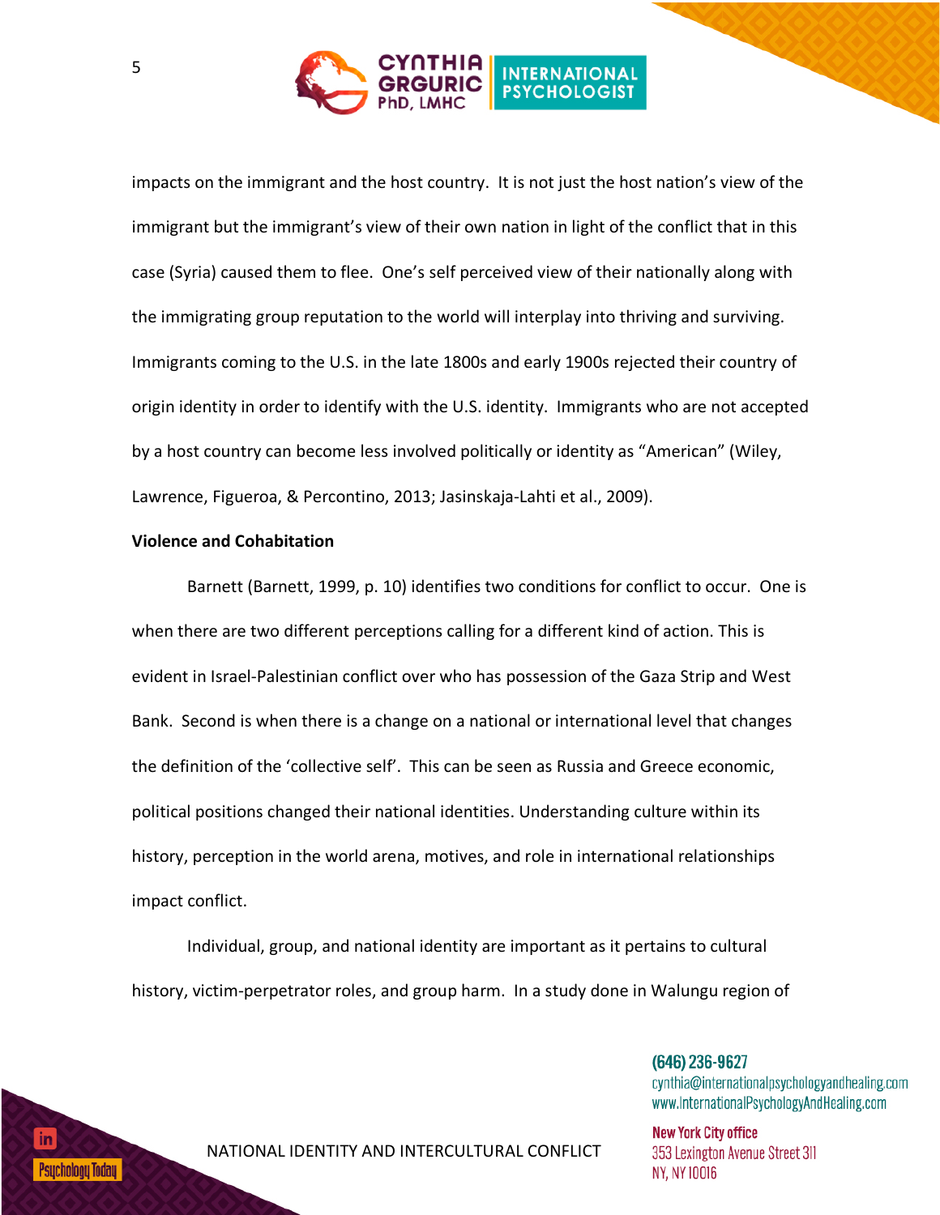impacts on the immigrant and the host country. It is not just the host nation's view of the immigrant but the immigrant's view of their own nation in light of the conflict that in this case (Syria) caused them to flee. One's self perceived view of their nationally along with the immigrating group reputation to the world will interplay into thriving and surviving. Immigrants coming to the U.S. in the late 1800s and early 1900s rejected their country of origin identity in order to identify with the U.S. identity. Immigrants who are not accepted by a host country can become less involved politically or identity as "American" (Wiley, Lawrence, Figueroa, & Percontino, 2013; Jasinskaja-Lahti et al., 2009).

**Violence and Cohabitation**

Barnett (Barnett, 1999, p. 10) identifies two conditions for conflict to occur. One is when there are two different perceptions calling for a different kind of action. This is evident in Israel-Palestinian conflict over who has possession of the Gaza Strip and West Bank. Second is when there is a change on a national or international level that changes the definition of the 'collective self'. This can be seen as Russia and Greece economic, political positions changed their national identities. Understanding culture within its history, perception in the world arena, motives, and role in international relationships impact conflict.

Individual, group, and national identity are important as it pertains to cultural history, victim-perpetrator roles, and group harm. In a study done in Walungu region of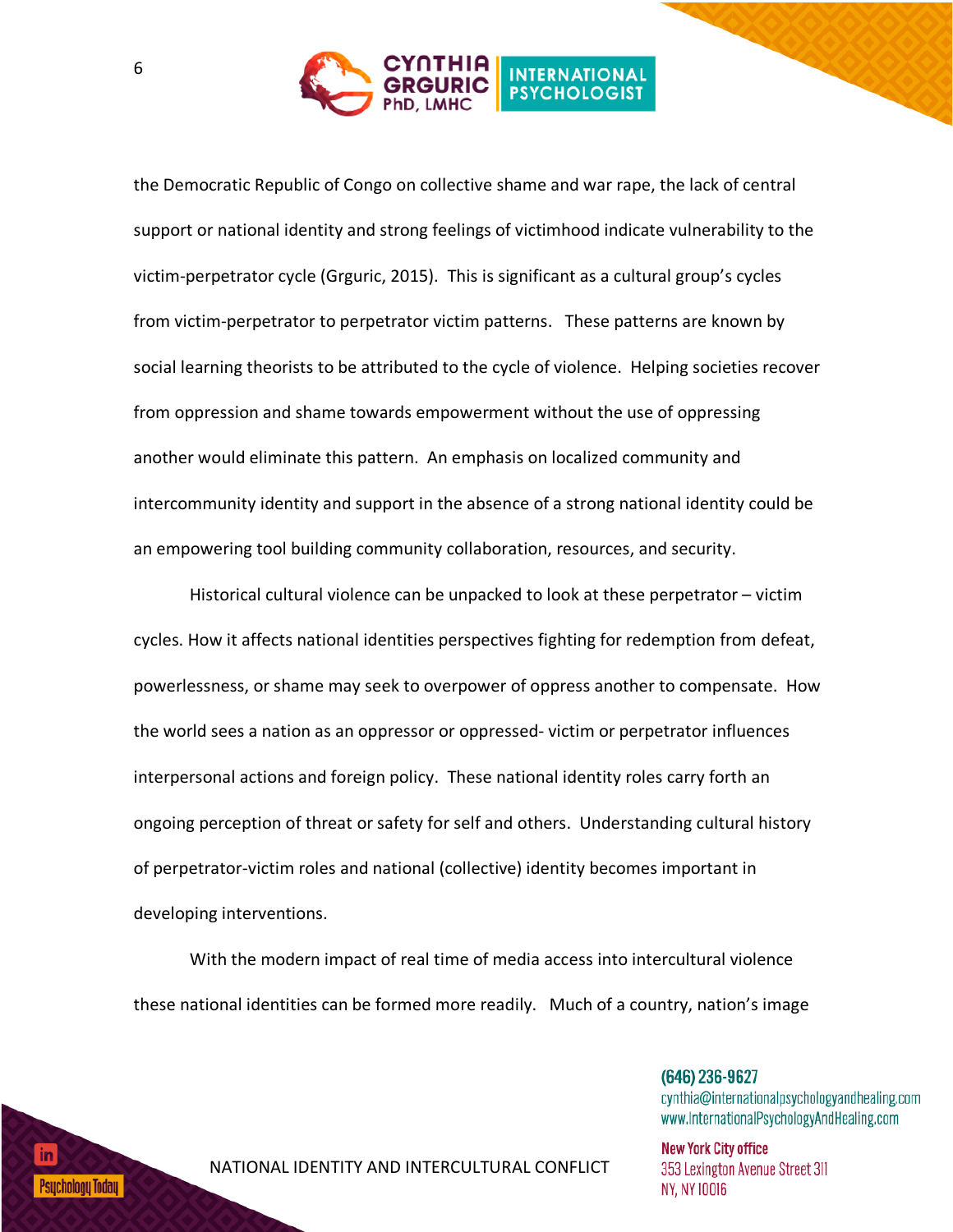the Democratic Republic of Congo on collective shame and war rape, the lack of central support or national identity and strong feelings of victimhood indicate vulnerability to the victim-perpetrator cycle (Grguric, 2015). This is significant as a cultural group's cycles from victim-perpetrator to perpetrator victim patterns. These patterns are known by social learning theorists to be attributed to the cycle of violence. Helping societies recover from oppression and shame towards empowerment without the use of oppressing another would eliminate this pattern. An emphasis on localized community and intercommunity identity and support in the absence of a strong national identity could be an empowering tool building community collaboration, resources, and security.

Historical cultural violence can be unpacked to look at these perpetrator – victim cycles. How it affects national identities perspectives fighting for redemption from defeat, powerlessness, or shame may seek to overpower of oppress another to compensate. How the world sees a nation as an oppressor or oppressed- victim or perpetrator influences interpersonal actions and foreign policy. These national identity roles carry forth an ongoing perception of threat or safety for self and others. Understanding cultural history of perpetrator-victim roles and national (collective) identity becomes important in developing interventions.

With the modern impact of real time of media access into intercultural violence these national identities can be formed more readily. Much of a country, nation's image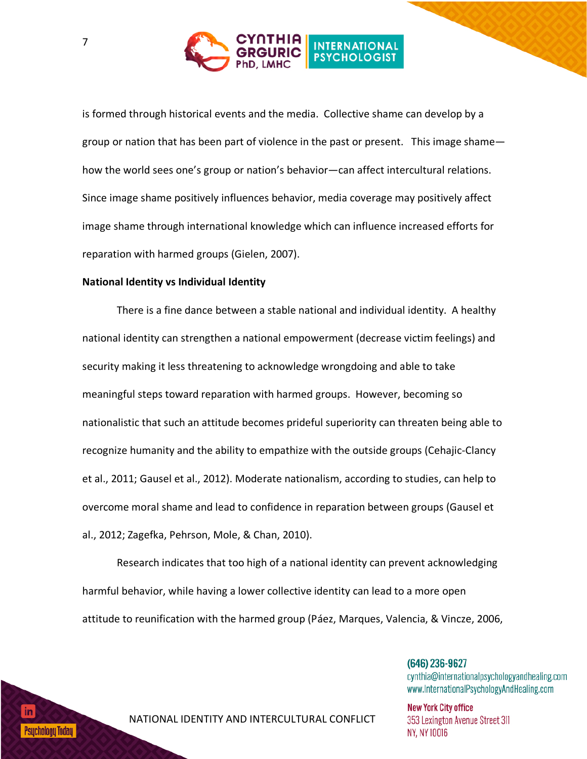is formed through historical events and the media. Collective shame can develop by a group or nation that has been part of violence in the past or present. This image shame—how the world sees one's group or nation's behavior—can affect intercultural relations. Since image shame positively influences behavior, media coverage may positively affect image shame through international knowledge which can influence increased efforts for reparation with harmed groups (Gielen, 2007).

**National Identity vs Individual Identity**

There is a fine dance between a stable national and individual identity. A healthy national identity can strengthen a national empowerment (decrease victim feelings) and security making it less threatening to acknowledge wrongdoing and able to take meaningful steps toward reparation with harmed groups. However, becoming so nationalistic that such an attitude becomes prideful superiority can threaten being able to recognize humanity and the ability to empathize with the outside groups (Cehajic-Clancy et al., 2011; Gausel et al., 2012). Moderate nationalism, according to studies, can help to overcome moral shame and lead to confidence in reparation between groups (Gausel et al., 2012; Zagefka, Pehrson, Mole, & Chan, 2010).

Research indicates that too high of a national identity can prevent acknowledging harmful behavior, while having a lower collective identity can lead to a more open attitude to reunification with the harmed group (Páez, Marques, Valencia, & Vincze, 2006,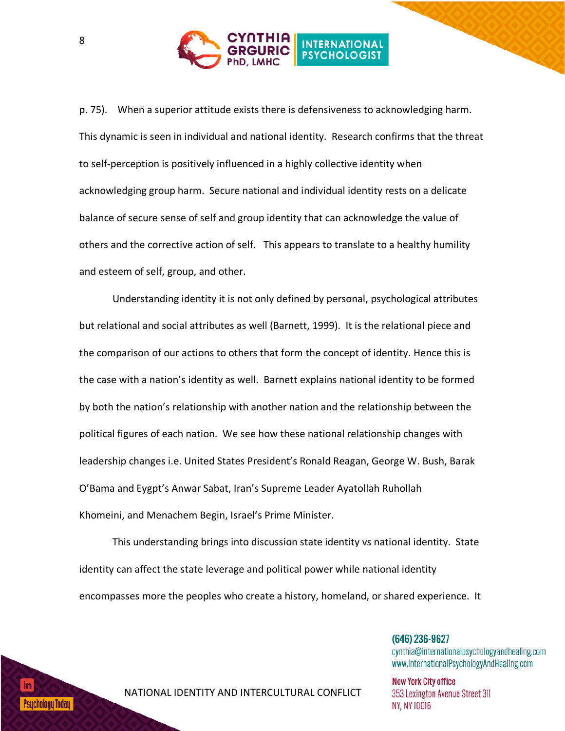p. 75). When a superior attitude exists there is defensiveness to acknowledging harm. This dynamic is seen in individual and national identity. Research confirms that the threat to self-perception is positively influenced in a highly collective identity when acknowledging group harm. Secure national and individual identity rests on a delicate balance of secure sense of self and group identity that can acknowledge the value of others and the corrective action of self. This appears to translate to a healthy humility and esteem of self, group, and other.

Understanding identity it is not only defined by personal, psychological attributes but relational and social attributes as well (Barnett, 1999). It is the relational piece and the comparison of our actions to others that form the concept of identity. Hence this is the case with a nation's identity as well. Barnett explains national identity to be formed by both the nation's relationship with another nation and the relationship between the political figures of each nation. We see how these national relationship changes with leadership changes i.e. United States President's Ronald Reagan, George W. Bush, Barak O'Bama and Eygpt's Anwar Sabat, Iran's Supreme Leader Ayatollah Ruhollah Khomeini, and Menachem Begin, Israel's Prime Minister.

This understanding brings into discussion state identity vs national identity. State identity can affect the state leverage and political power while national identity encompasses more the peoples who create a history, homeland, or shared experience. It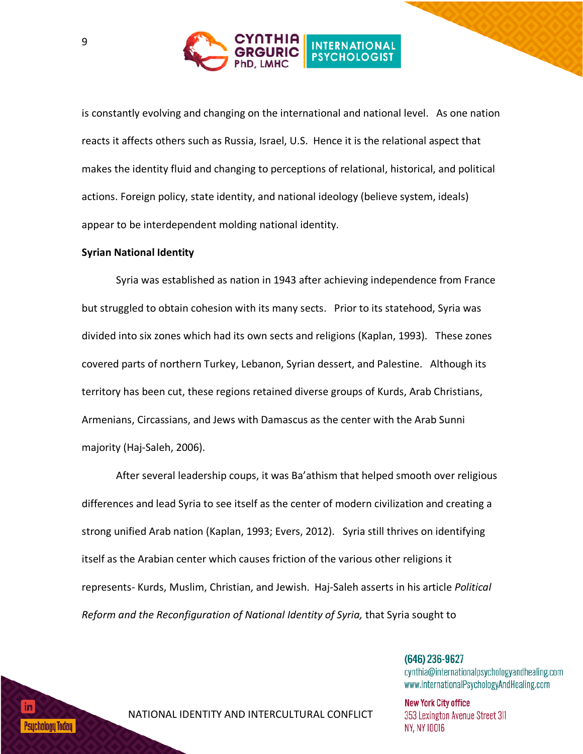is constantly evolving and changing on the international and national level. As one nation reacts it affects others such as Russia, Israel, U.S. Hence it is the relational aspect that makes the identity fluid and changing to perceptions of relational, historical, and political actions. Foreign policy, state identity, and national ideology (believe system, ideals) appear to be interdependent molding national identity.

**Syrian National Identity**

Syria was established as nation in 1943 after achieving independence from France but struggled to obtain cohesion with its many sects. Prior to its statehood, Syria was divided into six zones which had its own sects and religions (Kaplan, 1993). These zones covered parts of northern Turkey, Lebanon, Syrian dessert, and Palestine. Although its territory has been cut, these regions retained diverse groups of Kurds, Arab Christians, Armenians, Circassians, and Jews with Damascus as the center with the Arab Sunni majority (Haj-Saleh, 2006).

After several leadership coups, it was Ba'athism that helped smooth over religious differences and lead Syria to see itself as the center of modern civilization and creating a strong unified Arab nation (Kaplan, 1993; Evers, 2012). Syria still thrives on identifying itself as the Arabian center which causes friction of the various other religions it represents- Kurds, Muslim, Christian, and Jewish. Haj-Saleh asserts in his article *Political Reform and the Reconfiguration of National Identity of Syria,* that Syria sought to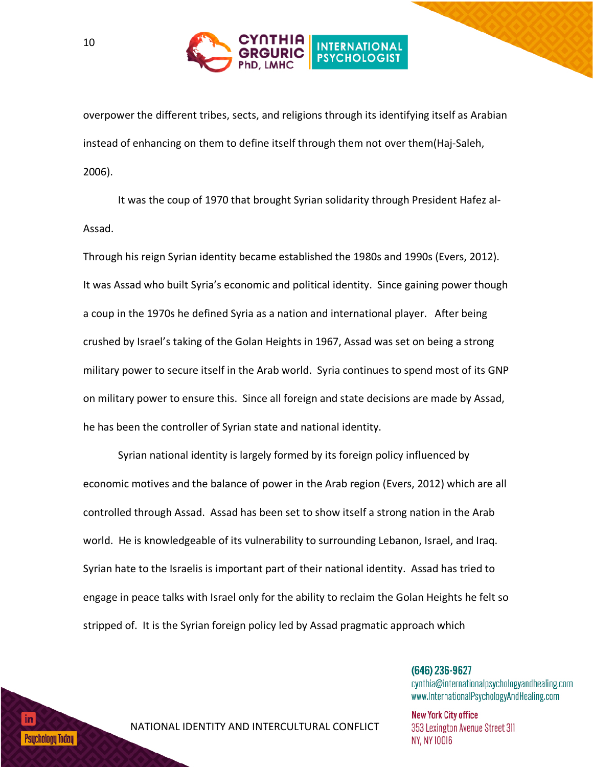overpower the different tribes, sects, and religions through its identifying itself as Arabian instead of enhancing on them to define itself through them not over them(Haj-Saleh, 2006).

It was the coup of 1970 that brought Syrian solidarity through President Hafez al-Assad.

Through his reign Syrian identity became established the 1980s and 1990s (Evers, 2012). It was Assad who built Syria's economic and political identity. Since gaining power though a coup in the 1970s he defined Syria as a nation and international player. After being crushed by Israel's taking of the Golan Heights in 1967, Assad was set on being a strong military power to secure itself in the Arab world. Syria continues to spend most of its GNP on military power to ensure this. Since all foreign and state decisions are made by Assad, he has been the controller of Syrian state and national identity.

Syrian national identity is largely formed by its foreign policy influenced by economic motives and the balance of power in the Arab region (Evers, 2012) which are all controlled through Assad. Assad has been set to show itself a strong nation in the Arab world. He is knowledgeable of its vulnerability to surrounding Lebanon, Israel, and Iraq. Syrian hate to the Israelis is important part of their national identity. Assad has tried to engage in peace talks with Israel only for the ability to reclaim the Golan Heights he felt so stripped of. It is the Syrian foreign policy led by Assad pragmatic approach which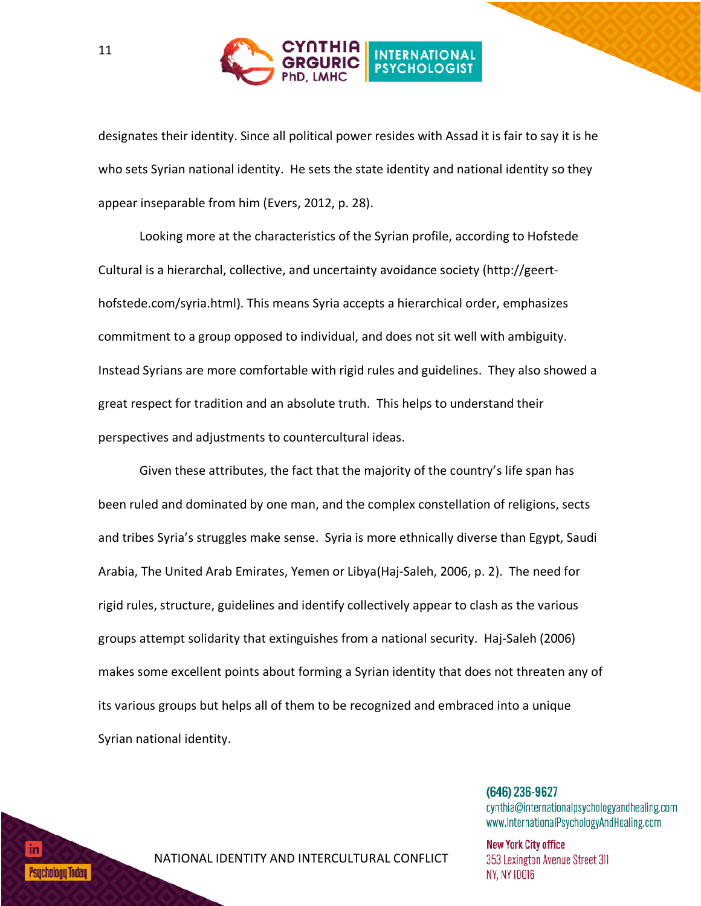designates their identity. Since all political power resides with Assad it is fair to say it is he who sets Syrian national identity. He sets the state identity and national identity so they appear inseparable from him (Evers, 2012, p. 28).

Looking more at the characteristics of the Syrian profile, according to Hofstede Cultural is a hierarchal, collective, and uncertainty avoidance society (http://geert-hofstede.com/syria.html). This means Syria accepts a hierarchical order, emphasizes commitment to a group opposed to individual, and does not sit well with ambiguity. Instead Syrians are more comfortable with rigid rules and guidelines. They also showed a great respect for tradition and an absolute truth. This helps to understand their perspectives and adjustments to countercultural ideas.

Given these attributes, the fact that the majority of the country's life span has been ruled and dominated by one man, and the complex constellation of religions, sects and tribes Syria's struggles make sense. Syria is more ethnically diverse than Egypt, Saudi Arabia, The United Arab Emirates, Yemen or Libya(Haj-Saleh, 2006, p. 2). The need for rigid rules, structure, guidelines and identify collectively appear to clash as the various groups attempt solidarity that extinguishes from a national security. Haj-Saleh (2006) makes some excellent points about forming a Syrian identity that does not threaten any of its various groups but helps all of them to be recognized and embraced into a unique Syrian national identity.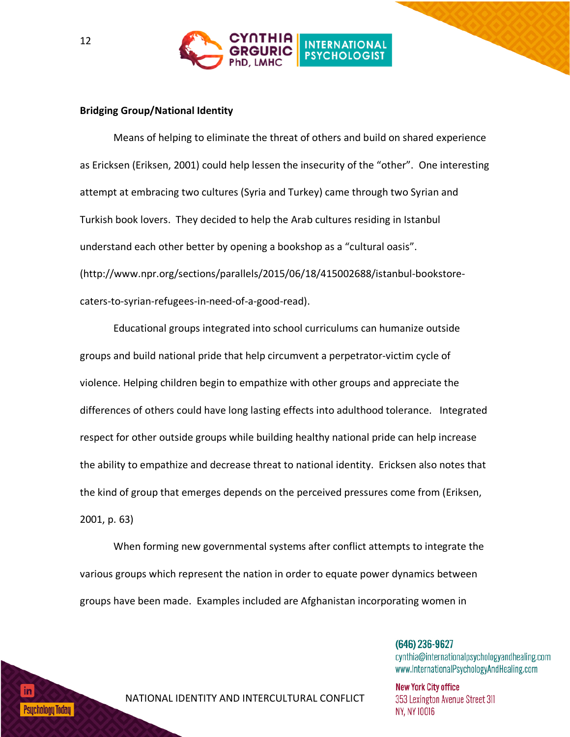**Bridging Group/National Identity**

Means of helping to eliminate the threat of others and build on shared experience as Ericksen (Eriksen, 2001) could help lessen the insecurity of the "other". One interesting attempt at embracing two cultures (Syria and Turkey) came through two Syrian and Turkish book lovers. They decided to help the Arab cultures residing in Istanbul understand each other better by opening a bookshop as a "cultural oasis". (http://www.npr.org/sections/parallels/2015/06/18/415002688/istanbul-bookstore-caters-to-syrian-refugees-in-need-of-a-good-read).

Educational groups integrated into school curriculums can humanize outside groups and build national pride that help circumvent a perpetrator-victim cycle of violence. Helping children begin to empathize with other groups and appreciate the differences of others could have long lasting effects into adulthood tolerance. Integrated respect for other outside groups while building healthy national pride can help increase the ability to empathize and decrease threat to national identity. Ericksen also notes that the kind of group that emerges depends on the perceived pressures come from (Eriksen, 2001, p. 63)

When forming new governmental systems after conflict attempts to integrate the various groups which represent the nation in order to equate power dynamics between groups have been made. Examples included are Afghanistan incorporating women in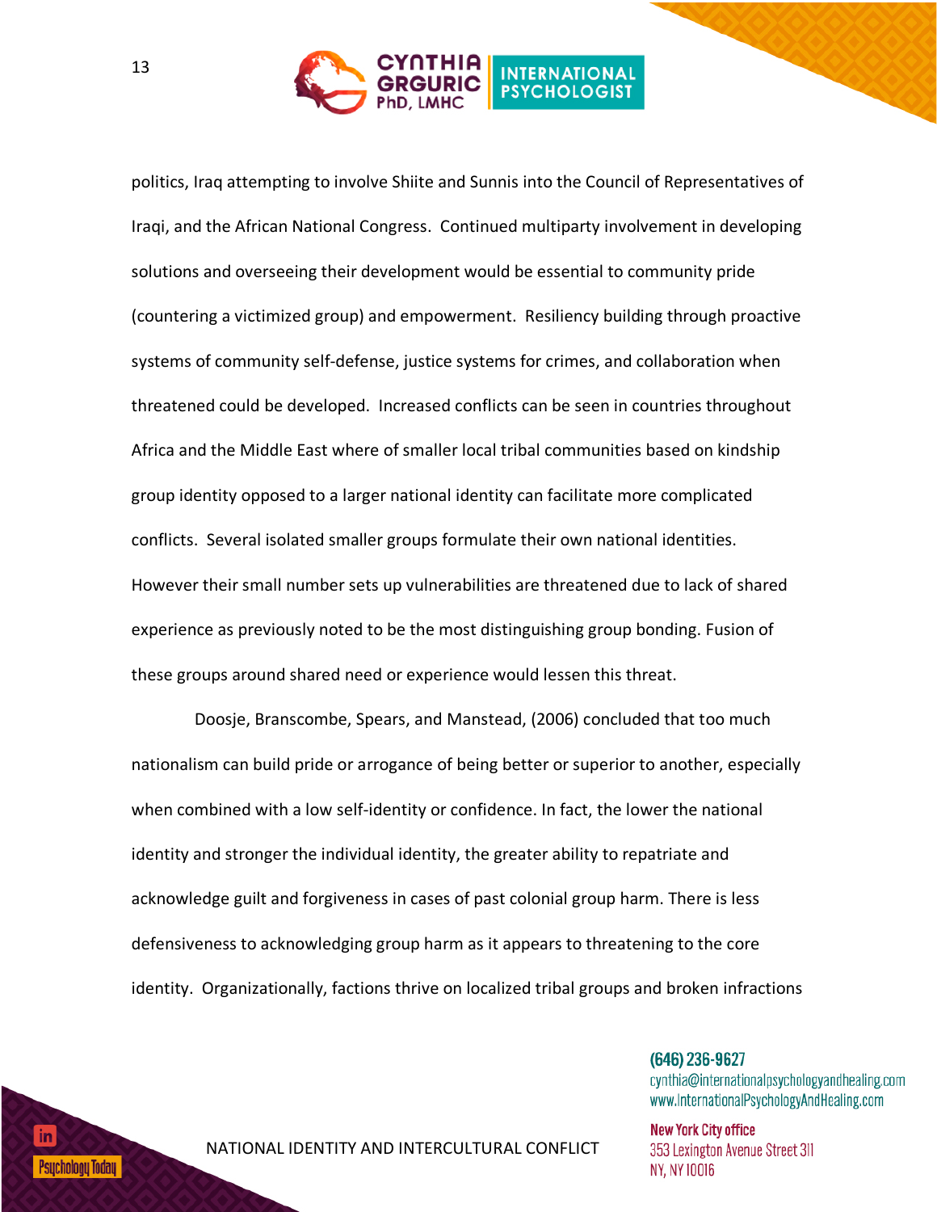politics, Iraq attempting to involve Shiite and Sunnis into the Council of Representatives of Iraqi, and the African National Congress. Continued multiparty involvement in developing solutions and overseeing their development would be essential to community pride (countering a victimized group) and empowerment. Resiliency building through proactive systems of community self-defense, justice systems for crimes, and collaboration when threatened could be developed. Increased conflicts can be seen in countries throughout Africa and the Middle East where of smaller local tribal communities based on kinship group identity opposed to a larger national identity can facilitate more complicated conflicts. Several isolated smaller groups formulate their own national identities. However their small number sets up vulnerabilities are threatened due to lack of shared experience as previously noted to be the most distinguishing group bonding. Fusion of these groups around shared need or experience would lessen this threat.

Doosje, Branscombe, Spears, and Manstead, (2006) concluded that too much nationalism can build pride or arrogance of being better or superior to another, especially when combined with a low self-identity or confidence. In fact, the lower the national identity and stronger the individual identity, the greater ability to repatriate and acknowledge guilt and forgiveness in cases of past colonial group harm. There is less defensiveness to acknowledging group harm as it appears to threatening to the core identity. Organizationally, factions thrive on localized tribal groups and broken infractions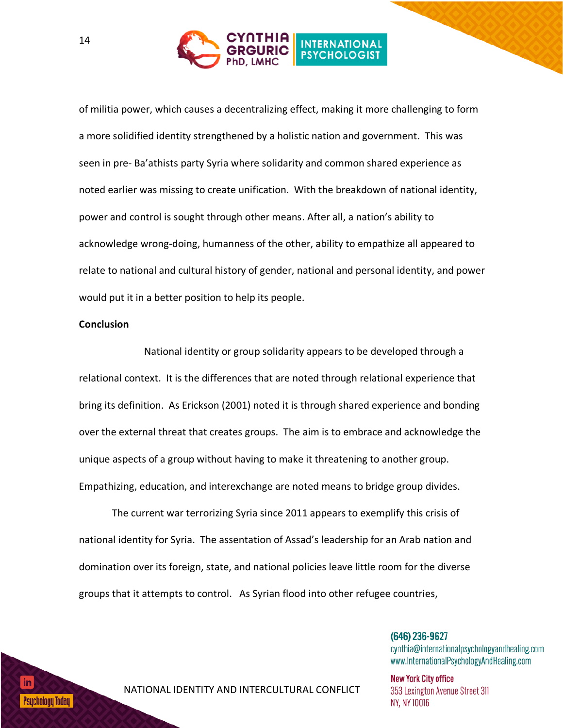of militia power, which causes a decentralizing effect, making it more challenging to form a more solidified identity strengthened by a holistic nation and government. This was seen in pre- Ba'athists party Syria where solidarity and common shared experience as noted earlier was missing to create unification. With the breakdown of national identity, power and control is sought through other means. After all, a nation's ability to acknowledge wrong-doing, humanness of the other, ability to empathize all appeared to relate to national and cultural history of gender, national and personal identity, and power would put it in a better position to help its people.

**Conclusion**

National identity or group solidarity appears to be developed through a relational context. It is the differences that are noted through relational experience that bring its definition. As Erickson (2001) noted it is through shared experience and bonding over the external threat that creates groups. The aim is to embrace and acknowledge the unique aspects of a group without having to make it threatening to another group. Empathizing, education, and interexchange are noted means to bridge group divides.

The current war terrorizing Syria since 2011 appears to exemplify this crisis of national identity for Syria. The assentation of Assad's leadership for an Arab nation and domination over its foreign, state, and national policies leave little room for the diverse groups that it attempts to control. As Syrian flood into other refugee countries,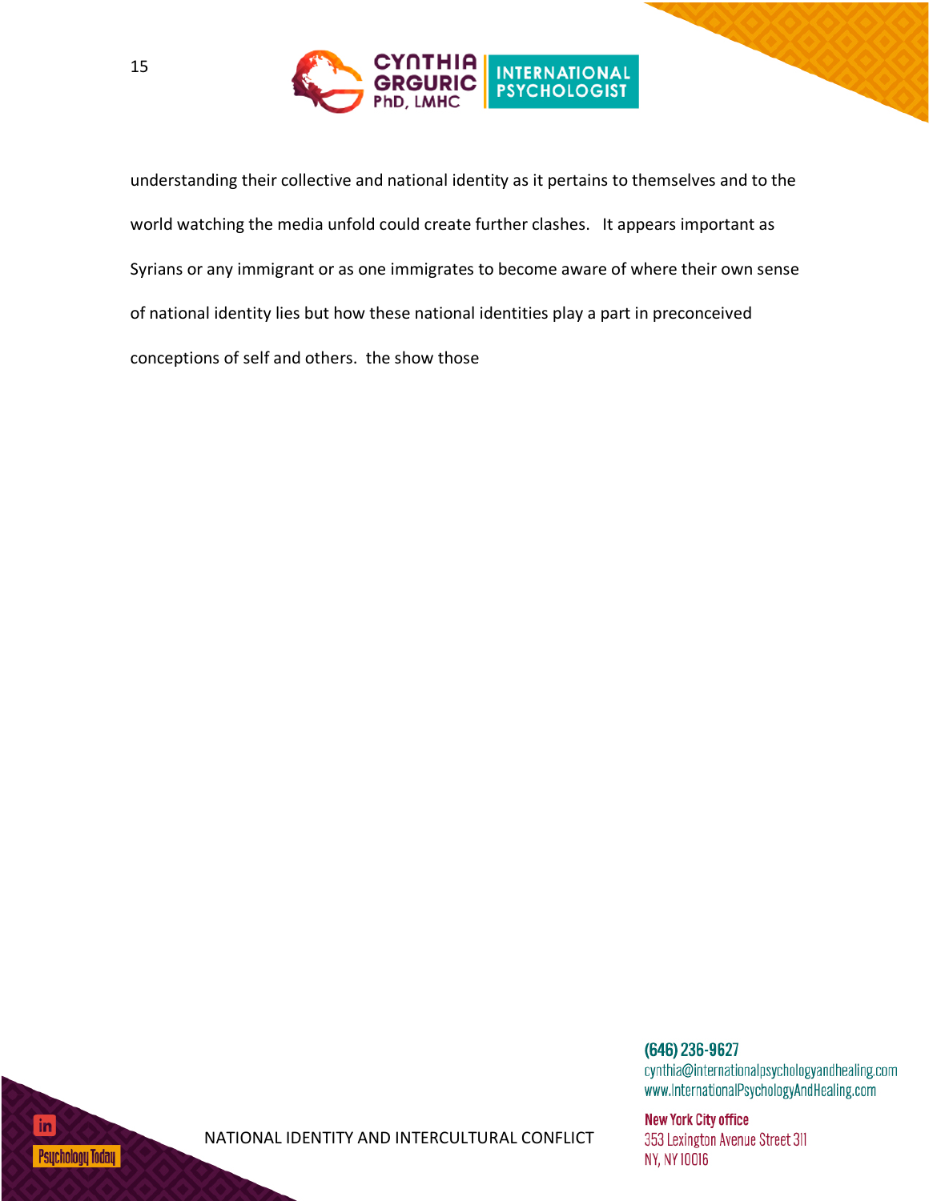understanding their collective and national identity as it pertains to themselves and to the world watching the media unfold could create further clashes. It appears important as Syrians or any immigrant or as one immigrates to become aware of where their own sense of national identity lies but how these national identities play a part in preconceived conceptions of self and others. the show those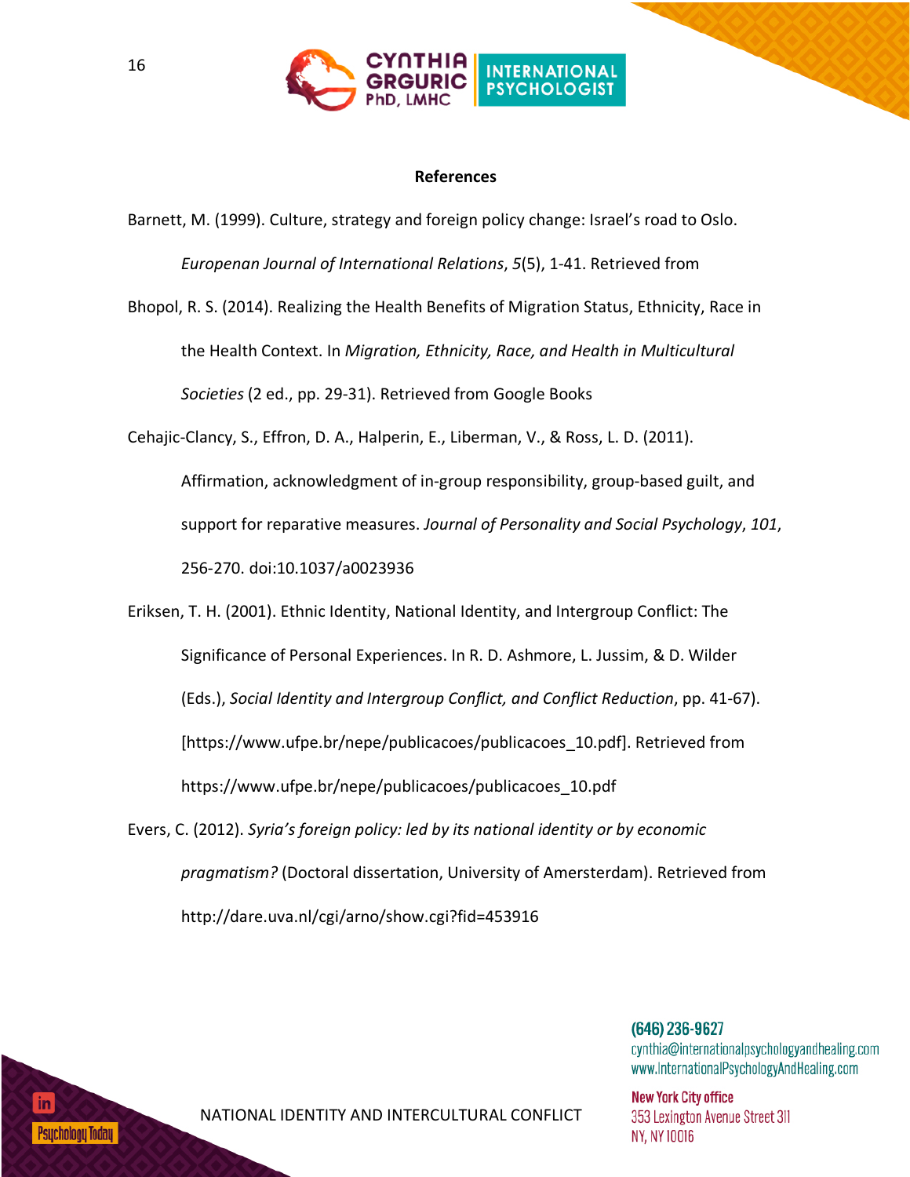## References

Barnett, M. (1999). Culture, strategy and foreign policy change: Israel's road to Oslo. *Europenan Journal of International Relations*, *5*(5), 1-41. Retrieved from

Bhopol, R. S. (2014). Realizing the Health Benefits of Migration Status, Ethnicity, Race in the Health Context. In *Migration, Ethnicity, Race, and Health in Multicultural Societies* (2 ed., pp. 29-31). Retrieved from Google Books

Cehajic-Clancy, S., Effron, D. A., Halperin, E., Liberman, V., & Ross, L. D. (2011). Affirmation, acknowledgment of in-group responsibility, group-based guilt, and support for reparative measures. *Journal of Personality and Social Psychology*, *101*, 256-270. doi:10.1037/a0023936

Eriksen, T. H. (2001). Ethnic Identity, National Identity, and Intergroup Conflict: The Significance of Personal Experiences. In R. D. Ashmore, L. Jussim, & D. Wilder (Eds.), *Social Identity and Intergroup Conflict, and Conflict Reduction*, pp. 41-67). [https://www.ufpe.br/nepe/publicacoes/publicacoes_10.pdf]. Retrieved from https://www.ufpe.br/nepe/publicacoes/publicacoes_10.pdf

Evers, C. (2012). *Syria's foreign policy: led by its national identity or by economic pragmatism?* (Doctoral dissertation, University of Amersterdam). Retrieved from http://dare.uva.nl/cgi/arno/show.cgi?fid=453916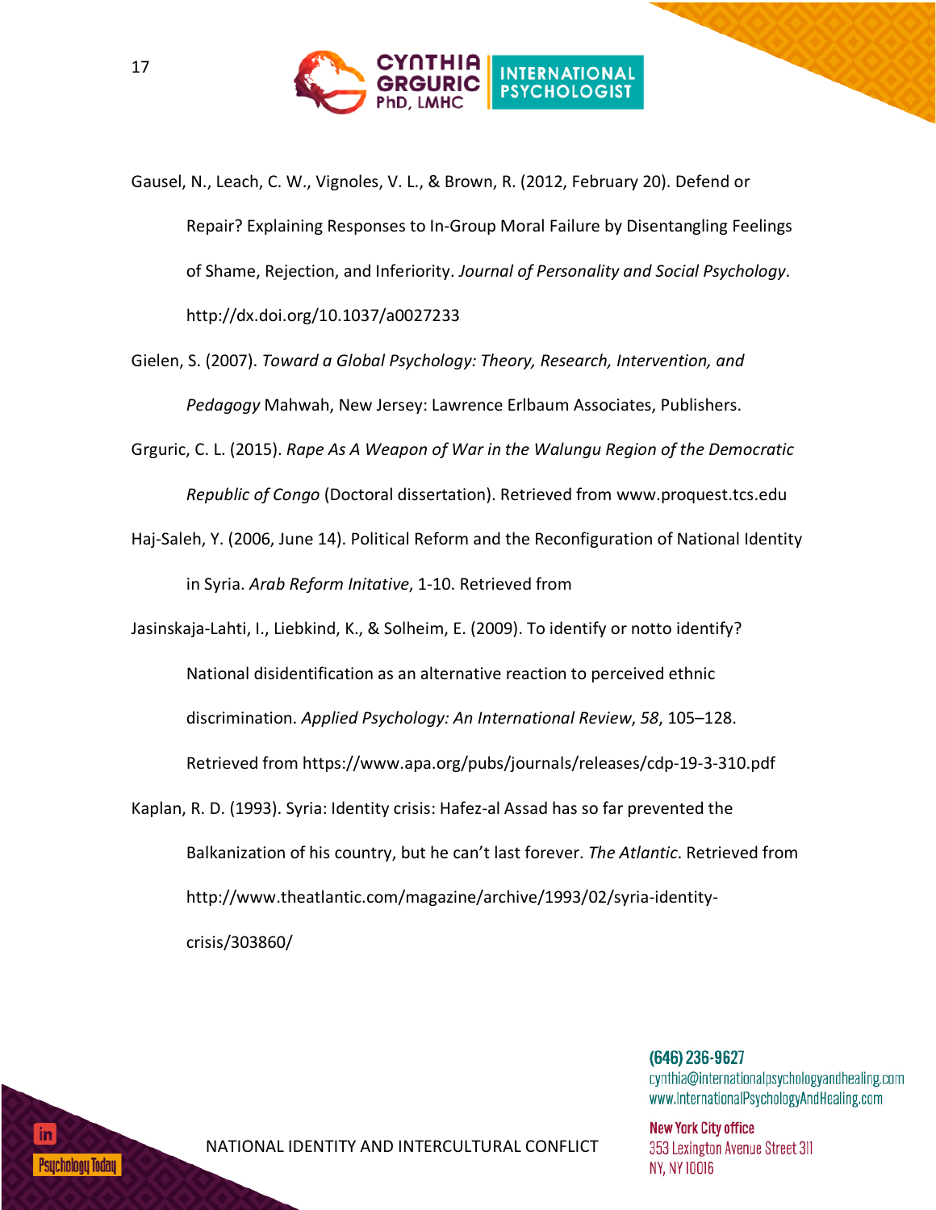Gausel, N., Leach, C. W., Vignoles, V. L., & Brown, R. (2012, February 20). Defend or Repair? Explaining Responses to In-Group Moral Failure by Disentangling Feelings of Shame, Rejection, and Inferiority. *Journal of Personality and Social Psychology*. http://dx.doi.org/10.1037/a0027233

Gielen, S. (2007). *Toward a Global Psychology: Theory, Research, Intervention, and Pedagogy* Mahwah, New Jersey: Lawrence Erlbaum Associates, Publishers.

Grguric, C. L. (2015). *Rape As A Weapon of War in the Walungu Region of the Democratic Republic of Congo* (Doctoral dissertation). Retrieved from www.proquest.tcs.edu

Haj-Saleh, Y. (2006, June 14). Political Reform and the Reconfiguration of National Identity in Syria. *Arab Reform Initative*, 1-10. Retrieved from

Jasinskaja-Lahti, I., Liebkind, K., & Solheim, E. (2009). To identify or notto identify? National disidentification as an alternative reaction to perceived ethnic discrimination. *Applied Psychology: An International Review*, *58*, 105–128. Retrieved from https://www.apa.org/pubs/journals/releases/cdp-19-3-310.pdf

Kaplan, R. D. (1993). Syria: Identity crisis: Hafez-al Assad has so far prevented the Balkanization of his country, but he can't last forever. *The Atlantic*. Retrieved from http://www.theatlantic.com/magazine/archive/1993/02/syria-identity-crisis/303860/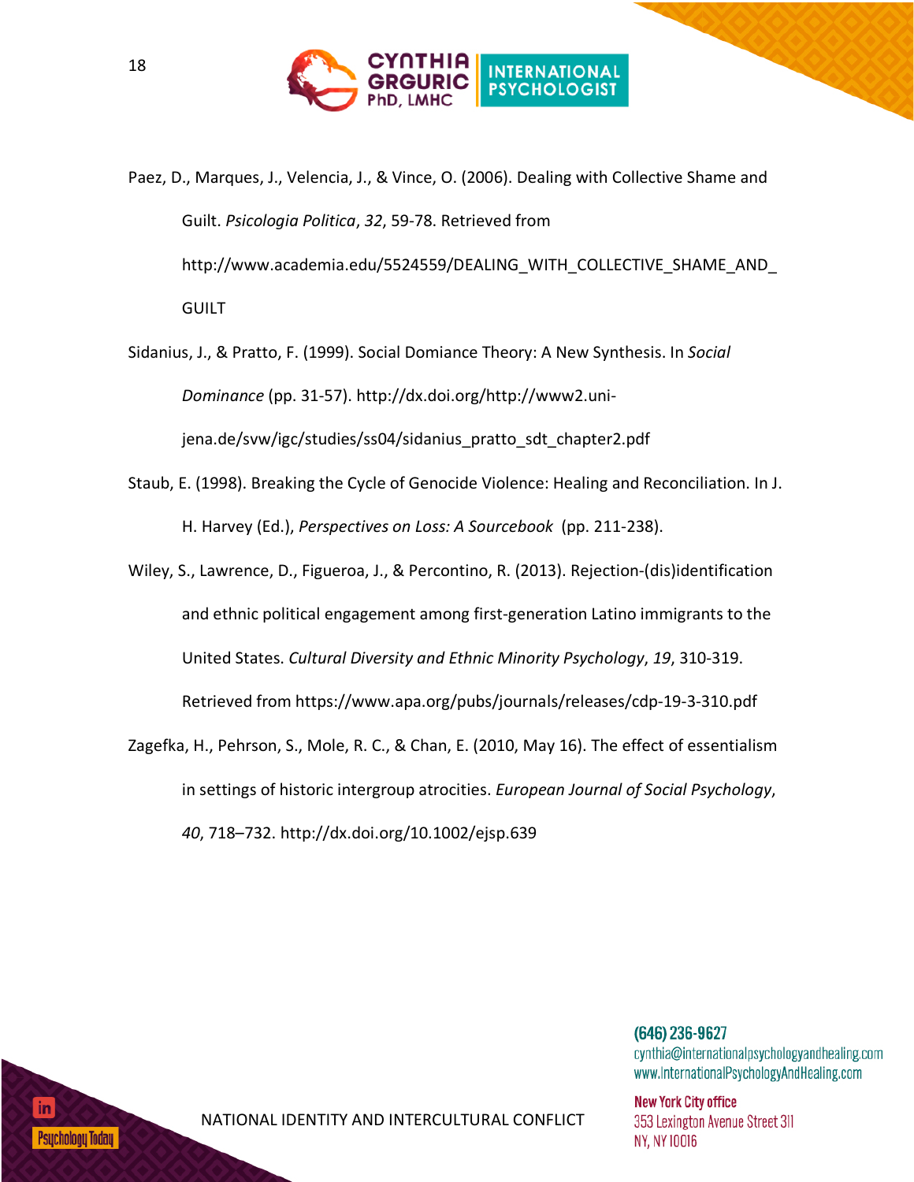Paez, D., Marques, J., Velencia, J., & Vince, O. (2006). Dealing with Collective Shame and Guilt. *Psicologia Politica*, *32*, 59-78. Retrieved from http://www.academia.edu/5524559/DEALING_WITH_COLLECTIVE_SHAME_AND_GUILT

Sidanius, J., & Pratto, F. (1999). Social Dominance Theory: A New Synthesis. In *Social Dominance* (pp. 31-57). http://dx.doi.org/http://www2.uni-jena.de/svw/igc/studies/ss04/sidanius_pratto_sdt_chapter2.pdf

Staub, E. (1998). Breaking the Cycle of Genocide Violence: Healing and Reconciliation. In J. H. Harvey (Ed.), *Perspectives on Loss: A Sourcebook* (pp. 211-238).

Wiley, S., Lawrence, D., Figueroa, J., & Percontino, R. (2013). Rejection-(dis)identification and ethnic political engagement among first-generation Latino immigrants to the United States. *Cultural Diversity and Ethnic Minority Psychology*, *19*, 310-319. Retrieved from https://www.apa.org/pubs/journals/releases/cdp-19-3-310.pdf

Zagefka, H., Pehrson, S., Mole, R. C., & Chan, E. (2010, May 16). The effect of essentialism in settings of historic intergroup atrocities. *European Journal of Social Psychology*, *40*, 718–732. http://dx.doi.org/10.1002/ejsp.639